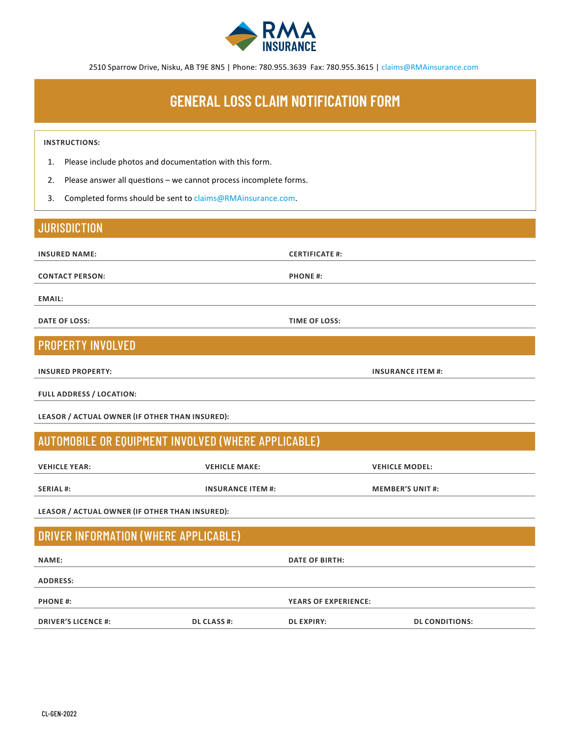RMA INSURANCE

2510 Sparrow Drive, Nisku, AB T9E 8N5 | Phone: 780.955.3639 Fax: 780.955.3615 | claims@RMAinsurance.com

# GENERAL LOSS CLAIM NOTIFICATION FORM

**INSTRUCTIONS:**

1. Please include photos and documentation with this form.
2. Please answer all questions – we cannot process incomplete forms.
3. Completed forms should be sent to claims@RMAinsurance.com.

## JURISDICTION

**INSURED NAME:** **CERTIFICATE #:**

**CONTACT PERSON:** **PHONE #:**

**EMAIL:**

**DATE OF LOSS:** **TIME OF LOSS:**

## PROPERTY INVOLVED

**INSURED PROPERTY:** **INSURANCE ITEM #:**

**FULL ADDRESS / LOCATION:**

**LEASOR / ACTUAL OWNER (IF OTHER THAN INSURED):**

## AUTOMOBILE OR EQUIPMENT INVOLVED (WHERE APPLICABLE)

**VEHICLE YEAR:** **VEHICLE MAKE:** **VEHICLE MODEL:**

**SERIAL #:** **INSURANCE ITEM #:** **MEMBER'S UNIT #:**

**LEASOR / ACTUAL OWNER (IF OTHER THAN INSURED):**

## DRIVER INFORMATION (WHERE APPLICABLE)

**NAME:** **DATE OF BIRTH:**

**ADDRESS:**

**PHONE #:** **YEARS OF EXPERIENCE:**

**DRIVER'S LICENCE #:** **DL CLASS #:** **DL EXPIRY:** **DL CONDITIONS:**

CL-GEN-2022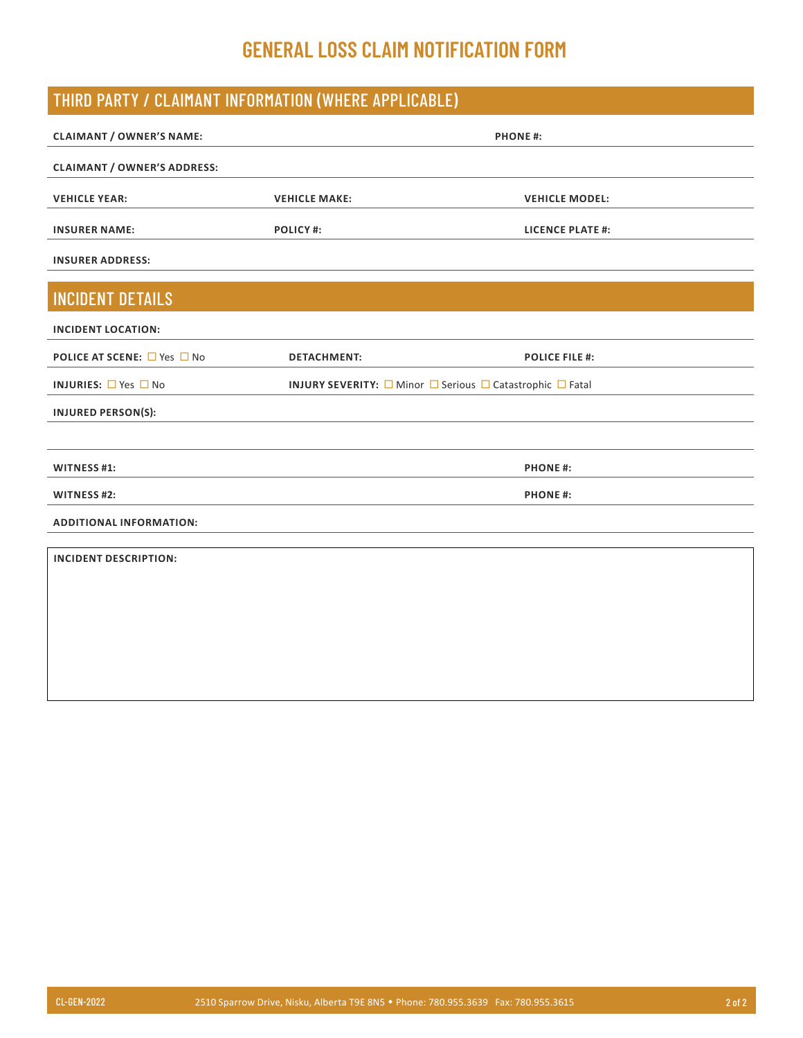# GENERAL LOSS CLAIM NOTIFICATION FORM

## THIRD PARTY / CLAIMANT INFORMATION (WHERE APPLICABLE)

**CLAIMANT / OWNER'S NAME:** **PHONE #:**

**CLAIMANT / OWNER'S ADDRESS:**

**VEHICLE YEAR:** **VEHICLE MAKE:** **VEHICLE MODEL:**

**INSURER NAME:** **POLICY #:** **LICENCE PLATE #:**

**INSURER ADDRESS:**

## INCIDENT DETAILS

**INCIDENT LOCATION:**

**POLICE AT SCENE:** ☐ Yes ☐ No **DETACHMENT:** **POLICE FILE #:**

**INJURIES:** ☐ Yes ☐ No **INJURY SEVERITY:** ☐ Minor ☐ Serious ☐ Catastrophic ☐ Fatal

**INJURED PERSON(S):**

**WITNESS #1:** **PHONE #:**

**WITNESS #2:** **PHONE #:**

**ADDITIONAL INFORMATION:**

**INCIDENT DESCRIPTION:**

CL-GEN-2022 2510 Sparrow Drive, Nisku, Alberta T9E 8N5 • Phone: 780.955.3639 Fax: 780.955.3615